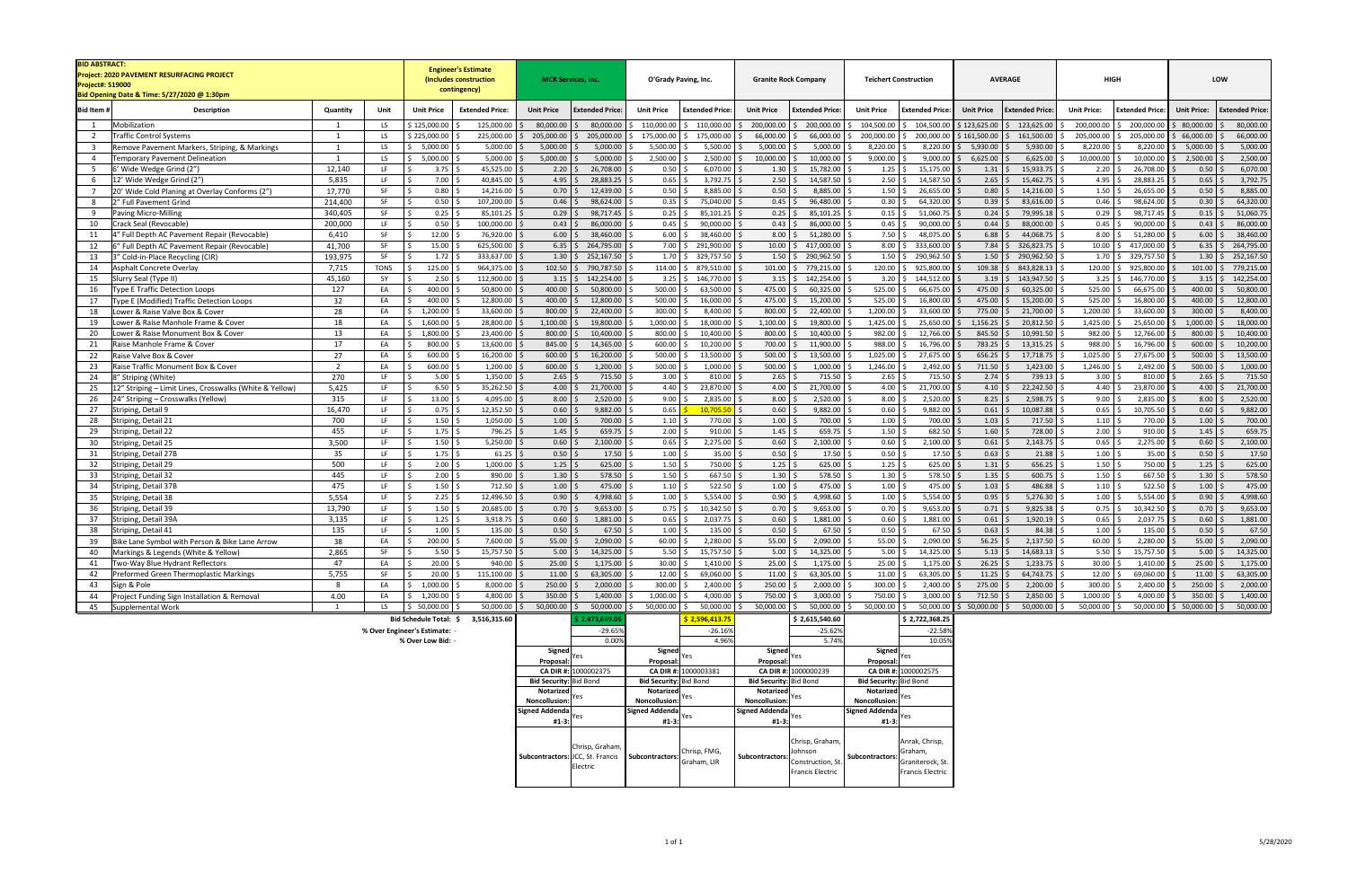**BID ABSTRACT:**
**Project: 2020 PAVEMENT RESURFACING PROJECT**
**Project#: 519000**
**Bid Opening Date & Time: 5/27/2020 @ 1:30pm**

| Bid Item # | Description | Quantity | Unit | Engineer's Estimate (Includes construction contingency) | | MCK Services, Inc. | | O'Grady Paving, Inc. | | Granite Rock Company | | Teichert Construction | | AVERAGE | | HIGH | | LOW | |
|---|---|---|---|---|---|---|---|---|---|---|---|---|---|---|---|---|---|---|---|
| | | | | Unit Price | Extended Price: | Unit Price | Extended Price: | Unit Price | Extended Price: | Unit Price | Extended Price: | Unit Price | Extended Price: | Unit Price | Extended Price: | Unit Price: | Extended Price: | Unit Price: | Extended Price: |
| 1 | Mobilization | 1 | LS | $ 125,000.00 | $ 125,000.00 | $ 80,000.00 | $ 80,000.00 | $ 110,000.00 | $ 110,000.00 | $ 200,000.00 | $ 200,000.00 | $ 104,500.00 | $ 104,500.00 | $ 123,625.00 | $ 123,625.00 | $ 200,000.00 | $ 200,000.00 | $ 80,000.00 | $ 80,000.00 |
| 2 | Traffic Control Systems | 1 | LS | $ 225,000.00 | $ 225,000.00 | $ 205,000.00 | $ 205,000.00 | $ 175,000.00 | $ 175,000.00 | $ 66,000.00 | $ 66,000.00 | $ 200,000.00 | $ 200,000.00 | $ 161,500.00 | $ 161,500.00 | $ 205,000.00 | $ 205,000.00 | $ 66,000.00 | $ 66,000.00 |
| 3 | Remove Pavement Markers, Striping, & Markings | 1 | LS | $ 5,000.00 | $ 5,000.00 | $ 5,000.00 | $ 5,000.00 | $ 5,500.00 | $ 5,500.00 | $ 5,000.00 | $ 5,000.00 | $ 8,220.00 | $ 8,220.00 | $ 5,930.00 | $ 5,930.00 | $ 8,220.00 | $ 8,220.00 | $ 5,000.00 | $ 5,000.00 |
| 4 | Temporary Pavement Delineation | 1 | LS | $ 5,000.00 | $ 5,000.00 | $ 5,000.00 | $ 5,000.00 | $ 2,500.00 | $ 2,500.00 | $ 10,000.00 | $ 10,000.00 | $ 9,000.00 | $ 9,000.00 | $ 6,625.00 | $ 6,625.00 | $ 10,000.00 | $ 10,000.00 | $ 2,500.00 | $ 2,500.00 |
| 5 | 6' Wide Wedge Grind (2") | 12,140 | LF | $ 3.75 | $ 45,525.00 | $ 2.20 | $ 26,708.00 | $ 0.50 | $ 6,070.00 | $ 1.30 | $ 15,782.00 | $ 1.25 | $ 15,175.00 | $ 1.31 | $ 15,933.75 | $ 2.20 | $ 26,708.00 | $ 0.50 | $ 6,070.00 |
| 6 | 12' Wide Wedge Grind (2") | 5,835 | LF | $ 7.00 | $ 40,845.00 | $ 4.95 | $ 28,883.25 | $ 0.65 | $ 3,792.75 | $ 2.50 | $ 14,587.50 | $ 2.50 | $ 14,587.50 | $ 2.65 | $ 15,462.75 | $ 4.95 | $ 28,883.25 | $ 0.65 | $ 3,792.75 |
| 7 | 20' Wide Cold Planing at Overlay Conforms (2") | 17,770 | SF | $ 0.80 | $ 14,216.00 | $ 0.70 | $ 12,439.00 | $ 0.50 | $ 8,885.00 | $ 0.50 | $ 8,885.00 | $ 1.50 | $ 26,655.00 | $ 0.80 | $ 14,216.00 | $ 1.50 | $ 26,655.00 | $ 0.50 | $ 8,885.00 |
| 8 | 2" Full Pavement Grind | 214,400 | SF | $ 0.50 | $ 107,200.00 | $ 0.46 | $ 98,624.00 | $ 0.35 | $ 75,040.00 | $ 0.45 | $ 96,480.00 | $ 0.30 | $ 64,320.00 | $ 0.39 | $ 83,616.00 | $ 0.46 | $ 98,624.00 | $ 0.30 | $ 64,320.00 |
| 9 | Paving Micro-Milling | 340,405 | SF | $ 0.25 | $ 85,101.25 | $ 0.29 | $ 98,717.45 | $ 0.25 | $ 85,101.25 | $ 0.25 | $ 85,101.25 | $ 0.15 | $ 51,060.75 | $ 0.24 | $ 79,995.18 | $ 0.29 | $ 98,717.45 | $ 0.15 | $ 51,060.75 |
| 10 | Crack Seal (Revocable) | 200,000 | LF | $ 0.50 | $ 100,000.00 | $ 0.43 | $ 86,000.00 | $ 0.45 | $ 90,000.00 | $ 0.43 | $ 86,000.00 | $ 0.45 | $ 90,000.00 | $ 0.44 | $ 88,000.00 | $ 0.45 | $ 90,000.00 | $ 0.43 | $ 86,000.00 |
| 11 | 4" Full Depth AC Pavement Repair (Revocable) | 6,410 | SF | $ 12.00 | $ 76,920.00 | $ 6.00 | $ 38,460.00 | $ 6.00 | $ 38,460.00 | $ 8.00 | $ 51,280.00 | $ 7.50 | $ 48,075.00 | $ 6.88 | $ 44,068.75 | $ 8.00 | $ 51,280.00 | $ 6.00 | $ 38,460.00 |
| 12 | 6" Full Depth AC Pavement Repair (Revocable) | 41,700 | SF | $ 15.00 | $ 625,500.00 | $ 6.35 | $ 264,795.00 | $ 7.00 | $ 291,900.00 | $ 10.00 | $ 417,000.00 | $ 8.00 | $ 333,600.00 | $ 7.84 | $ 326,823.75 | $ 10.00 | $ 417,000.00 | $ 6.35 | $ 264,795.00 |
| 13 | 3" Cold-in-Place Recycling (CIR) | 193,975 | SF | $ 1.72 | $ 333,637.00 | $ 1.30 | $ 252,167.50 | $ 1.70 | $ 329,757.50 | $ 1.50 | $ 290,962.50 | $ 1.50 | $ 290,962.50 | $ 1.50 | $ 290,962.50 | $ 1.70 | $ 329,757.50 | $ 1.30 | $ 252,167.50 |
| 14 | Asphalt Concrete Overlay | 7,715 | TONS | $ 125.00 | $ 964,375.00 | $ 102.50 | $ 790,787.50 | $ 114.00 | $ 879,510.00 | $ 101.00 | $ 779,215.00 | $ 120.00 | $ 925,800.00 | $ 109.38 | $ 843,828.13 | $ 120.00 | $ 925,800.00 | $ 101.00 | $ 779,215.00 |
| 15 | Slurry Seal (Type II) | 45,160 | SY | $ 2.50 | $ 112,900.00 | $ 3.15 | $ 142,254.00 | $ 3.25 | $ 146,770.00 | $ 3.15 | $ 142,254.00 | $ 3.20 | $ 144,512.00 | $ 3.19 | $ 143,947.50 | $ 3.25 | $ 146,770.00 | $ 3.15 | $ 142,254.00 |
| 16 | Type E Traffic Detection Loops | 127 | EA | $ 400.00 | $ 50,800.00 | $ 400.00 | $ 50,800.00 | $ 500.00 | $ 63,500.00 | $ 475.00 | $ 60,325.00 | $ 525.00 | $ 66,675.00 | $ 475.00 | $ 60,325.00 | $ 525.00 | $ 66,675.00 | $ 400.00 | $ 50,800.00 |
| 17 | Type E (Modified) Traffic Detection Loops | 32 | EA | $ 400.00 | $ 12,800.00 | $ 400.00 | $ 12,800.00 | $ 500.00 | $ 16,000.00 | $ 475.00 | $ 15,200.00 | $ 525.00 | $ 16,800.00 | $ 475.00 | $ 15,200.00 | $ 525.00 | $ 16,800.00 | $ 400.00 | $ 12,800.00 |
| 18 | Lower & Raise Valve Box & Cover | 28 | EA | $ 1,200.00 | $ 33,600.00 | $ 800.00 | $ 22,400.00 | $ 300.00 | $ 8,400.00 | $ 800.00 | $ 22,400.00 | $ 1,200.00 | $ 33,600.00 | $ 775.00 | $ 21,700.00 | $ 1,200.00 | $ 33,600.00 | $ 300.00 | $ 8,400.00 |
| 19 | Lower & Raise Manhole Frame & Cover | 18 | EA | $ 1,600.00 | $ 28,800.00 | $ 1,100.00 | $ 19,800.00 | $ 1,000.00 | $ 18,000.00 | $ 1,100.00 | $ 19,800.00 | $ 1,425.00 | $ 25,650.00 | $ 1,156.25 | $ 20,812.50 | $ 1,425.00 | $ 25,650.00 | $ 1,000.00 | $ 18,000.00 |
| 20 | Lower & Raise Monument Box & Cover | 13 | EA | $ 1,800.00 | $ 23,400.00 | $ 800.00 | $ 10,400.00 | $ 800.00 | $ 10,400.00 | $ 800.00 | $ 10,400.00 | $ 982.00 | $ 12,766.00 | $ 845.50 | $ 10,991.50 | $ 982.00 | $ 12,766.00 | $ 800.00 | $ 10,400.00 |
| 21 | Raise Manhole Frame & Cover | 17 | EA | $ 800.00 | $ 13,600.00 | $ 845.00 | $ 14,365.00 | $ 600.00 | $ 10,200.00 | $ 700.00 | $ 11,900.00 | $ 988.00 | $ 16,796.00 | $ 783.25 | $ 13,315.25 | $ 988.00 | $ 16,796.00 | $ 600.00 | $ 10,200.00 |
| 22 | Raise Valve Box & Cover | 27 | EA | $ 600.00 | $ 16,200.00 | $ 600.00 | $ 16,200.00 | $ 500.00 | $ 13,500.00 | $ 500.00 | $ 13,500.00 | $ 1,025.00 | $ 27,675.00 | $ 656.25 | $ 17,718.75 | $ 1,025.00 | $ 27,675.00 | $ 500.00 | $ 13,500.00 |
| 23 | Raise Traffic Monument Box & Cover | 2 | EA | $ 600.00 | $ 1,200.00 | $ 600.00 | $ 1,200.00 | $ 500.00 | $ 1,000.00 | $ 500.00 | $ 1,000.00 | $ 1,246.00 | $ 2,492.00 | $ 711.50 | $ 1,423.00 | $ 1,246.00 | $ 2,492.00 | $ 500.00 | $ 1,000.00 |
| 24 | 8" Striping (White) | 270 | LF | $ 5.00 | $ 1,350.00 | $ 2.65 | $ 715.50 | $ 3.00 | $ 810.00 | $ 2.65 | $ 715.50 | $ 2.65 | $ 715.50 | $ 2.74 | $ 739.13 | $ 3.00 | $ 810.00 | $ 2.65 | $ 715.50 |
| 25 | 12" Striping – Limit Lines, Crosswalks (White & Yellow) | 5,425 | LF | $ 6.50 | $ 35,262.50 | $ 4.00 | $ 21,700.00 | $ 4.40 | $ 23,870.00 | $ 4.00 | $ 21,700.00 | $ 4.00 | $ 21,700.00 | $ 4.10 | $ 22,242.50 | $ 4.40 | $ 23,870.00 | $ 4.00 | $ 21,700.00 |
| 26 | 24" Striping – Crosswalks (Yellow) | 315 | LF | $ 13.00 | $ 4,095.00 | $ 8.00 | $ 2,520.00 | $ 9.00 | $ 2,835.00 | $ 8.00 | $ 2,520.00 | $ 8.00 | $ 2,520.00 | $ 8.25 | $ 2,598.75 | $ 9.00 | $ 2,835.00 | $ 8.00 | $ 2,520.00 |
| 27 | Striping, Detail 9 | 16,470 | LF | $ 0.75 | $ 12,352.50 | $ 0.60 | $ 9,882.00 | $ 0.65 | $ 10,705.50 | $ 0.60 | $ 9,882.00 | $ 0.60 | $ 9,882.00 | $ 0.61 | $ 10,087.88 | $ 0.65 | $ 10,705.50 | $ 0.60 | $ 9,882.00 |
| 28 | Striping, Detail 21 | 700 | LF | $ 1.50 | $ 1,050.00 | $ 1.00 | $ 700.00 | $ 1.10 | $ 770.00 | $ 1.00 | $ 700.00 | $ 1.00 | $ 700.00 | $ 1.03 | $ 717.50 | $ 1.10 | $ 770.00 | $ 1.00 | $ 700.00 |
| 29 | Striping, Detail 22 | 455 | LF | $ 1.75 | $ 796.25 | $ 1.45 | $ 659.75 | $ 2.00 | $ 910.00 | $ 1.45 | $ 659.75 | $ 1.50 | $ 682.50 | $ 1.60 | $ 728.00 | $ 2.00 | $ 910.00 | $ 1.45 | $ 659.75 |
| 30 | Striping, Detail 25 | 3,500 | LF | $ 1.50 | $ 5,250.00 | $ 0.60 | $ 2,100.00 | $ 0.65 | $ 2,275.00 | $ 0.60 | $ 2,100.00 | $ 0.60 | $ 2,100.00 | $ 0.61 | $ 2,143.75 | $ 0.65 | $ 2,275.00 | $ 0.60 | $ 2,100.00 |
| 31 | Striping, Detail 27B | 35 | LF | $ 1.75 | $ 61.25 | $ 0.50 | $ 17.50 | $ 1.00 | $ 35.00 | $ 0.50 | $ 17.50 | $ 0.50 | $ 17.50 | $ 0.63 | $ 21.88 | $ 1.00 | $ 35.00 | $ 0.50 | $ 17.50 |
| 32 | Striping, Detail 29 | 500 | LF | $ 2.00 | $ 1,000.00 | $ 1.25 | $ 625.00 | $ 1.50 | $ 750.00 | $ 1.25 | $ 625.00 | $ 1.25 | $ 625.00 | $ 1.31 | $ 656.25 | $ 1.50 | $ 750.00 | $ 1.25 | $ 625.00 |
| 33 | Striping, Detail 32 | 445 | LF | $ 2.00 | $ 890.00 | $ 1.30 | $ 578.50 | $ 1.50 | $ 667.50 | $ 1.30 | $ 578.50 | $ 1.30 | $ 578.50 | $ 1.35 | $ 600.75 | $ 1.50 | $ 667.50 | $ 1.30 | $ 578.50 |
| 34 | Striping, Detail 37B | 475 | LF | $ 1.50 | $ 712.50 | $ 1.00 | $ 475.00 | $ 1.10 | $ 522.50 | $ 1.00 | $ 475.00 | $ 1.00 | $ 475.00 | $ 1.03 | $ 486.88 | $ 1.10 | $ 522.50 | $ 1.00 | $ 475.00 |
| 35 | Striping, Detail 38 | 5,554 | LF | $ 2.25 | $ 12,496.50 | $ 0.90 | $ 4,998.60 | $ 1.00 | $ 5,554.00 | $ 0.90 | $ 4,998.60 | $ 1.00 | $ 5,554.00 | $ 0.95 | $ 5,276.30 | $ 1.00 | $ 5,554.00 | $ 0.90 | $ 4,998.60 |
| 36 | Striping, Detail 39 | 13,790 | LF | $ 1.50 | $ 20,685.00 | $ 0.70 | $ 9,653.00 | $ 0.75 | $ 10,342.50 | $ 0.70 | $ 9,653.00 | $ 0.70 | $ 9,653.00 | $ 0.71 | $ 9,825.38 | $ 0.75 | $ 10,342.50 | $ 0.70 | $ 9,653.00 |
| 37 | Striping, Detail 39A | 3,135 | LF | $ 1.25 | $ 3,918.75 | $ 0.60 | $ 1,881.00 | $ 0.65 | $ 2,037.75 | $ 0.60 | $ 1,881.00 | $ 0.60 | $ 1,881.00 | $ 0.61 | $ 1,920.19 | $ 0.65 | $ 2,037.75 | $ 0.60 | $ 1,881.00 |
| 38 | Striping, Detail 41 | 135 | LF | $ 1.00 | $ 135.00 | $ 0.50 | $ 67.50 | $ 1.00 | $ 135.00 | $ 0.50 | $ 67.50 | $ 0.50 | $ 67.50 | $ 0.63 | $ 84.38 | $ 1.00 | $ 135.00 | $ 0.50 | $ 67.50 |
| 39 | Bike Lane Symbol with Person & Bike Lane Arrow | 38 | EA | $ 200.00 | $ 7,600.00 | $ 55.00 | $ 2,090.00 | $ 60.00 | $ 2,280.00 | $ 55.00 | $ 2,090.00 | $ 55.00 | $ 2,090.00 | $ 56.25 | $ 2,137.50 | $ 60.00 | $ 2,280.00 | $ 55.00 | $ 2,090.00 |
| 40 | Markings & Legends (White & Yellow) | 2,865 | SF | $ 5.50 | $ 15,757.50 | $ 5.00 | $ 14,325.00 | $ 5.50 | $ 15,757.50 | $ 5.00 | $ 14,325.00 | $ 5.00 | $ 14,325.00 | $ 5.13 | $ 14,683.13 | $ 5.50 | $ 15,757.50 | $ 5.00 | $ 14,325.00 |
| 41 | Two-Way Blue Hydrant Reflectors | 47 | EA | $ 20.00 | $ 940.00 | $ 25.00 | $ 1,175.00 | $ 30.00 | $ 1,410.00 | $ 25.00 | $ 1,175.00 | $ 25.00 | $ 1,175.00 | $ 26.25 | $ 1,233.75 | $ 30.00 | $ 1,410.00 | $ 25.00 | $ 1,175.00 |
| 42 | Preformed Green Thermoplastic Markings | 5,755 | SF | $ 20.00 | $ 115,100.00 | $ 11.00 | $ 63,305.00 | $ 12.00 | $ 69,060.00 | $ 11.00 | $ 63,305.00 | $ 11.00 | $ 63,305.00 | $ 11.25 | $ 64,743.75 | $ 12.00 | $ 69,060.00 | $ 11.00 | $ 63,305.00 |
| 43 | Sign & Pole | 8 | EA | $ 1,000.00 | $ 8,000.00 | $ 250.00 | $ 2,000.00 | $ 300.00 | $ 2,400.00 | $ 250.00 | $ 2,000.00 | $ 300.00 | $ 2,400.00 | $ 275.00 | $ 2,200.00 | $ 300.00 | $ 2,400.00 | $ 250.00 | $ 2,000.00 |
| 44 | Project Funding Sign Installation & Removal | 4.00 | EA | $ 1,200.00 | $ 4,800.00 | $ 350.00 | $ 1,400.00 | $ 1,000.00 | $ 4,000.00 | $ 750.00 | $ 3,000.00 | $ 750.00 | $ 3,000.00 | $ 712.50 | $ 2,850.00 | $ 1,000.00 | $ 4,000.00 | $ 350.00 | $ 1,400.00 |
| 45 | Supplemental Work | 1 | LS | $ 50,000.00 | $ 50,000.00 | $ 50,000.00 | $ 50,000.00 | $ 50,000.00 | $ 50,000.00 | $ 50,000.00 | $ 50,000.00 | $ 50,000.00 | $ 50,000.00 | $ 50,000.00 | $ 50,000.00 | $ 50,000.00 | $ 50,000.00 | $ 50,000.00 | $ 50,000.00 |
| | | | | Bid Schedule Total: | $ 3,516,315.60 | | $ 2,473,669.05 | | $ 2,596,413.75 | | $ 2,615,540.60 | | $ 2,722,368.25 | | | | | | |
| | | | | % Over Engineer's Estimate: | - | | -29.65% | | -26.16% | | -25.62% | | -22.58% | | | | | | |
| | | | | % Over Low Bid: | - | | 0.00% | | 4.96% | | 5.74% | | 10.05% | | | | | | |
| | | | | | | Signed Proposal: | Yes | Signed Proposal: | Yes | Signed Proposal: | Yes | Signed Proposal: | Yes | | | | | | |
| | | | | | | CA DIR #: | 1000002375 | CA DIR #: | 1000003381 | CA DIR #: | 1000000239 | CA DIR #: | 1000002575 | | | | | | |
| | | | | | | Bid Security: | Bid Bond | Bid Security: | Bid Bond | Bid Security: | Bid Bond | Bid Security: | Bid Bond | | | | | | |
| | | | | | | Notarized Noncollusion: | Yes | Notarized Noncollusion: | Yes | Notarized Noncollusion: | Yes | Notarized Noncollusion: | Yes | | | | | | |
| | | | | | | Signed Addenda #1-3: | Yes | Signed Addenda #1-3: | Yes | Signed Addenda #1-3: | Yes | Signed Addenda #1-3: | Yes | | | | | | |
| | | | | | | Subcontractors: | Chrisp, Graham, JCC, St. Francis Electric | Subcontractors: | Chrisp, FMG, Graham, LIR | Subcontractors: | Chrisp, Graham, Johnson Construction, St. Francis Electric | Subcontractors: | Anrak, Chrisp, Graham, Graniterock, St. Francis Electric | | | | | | |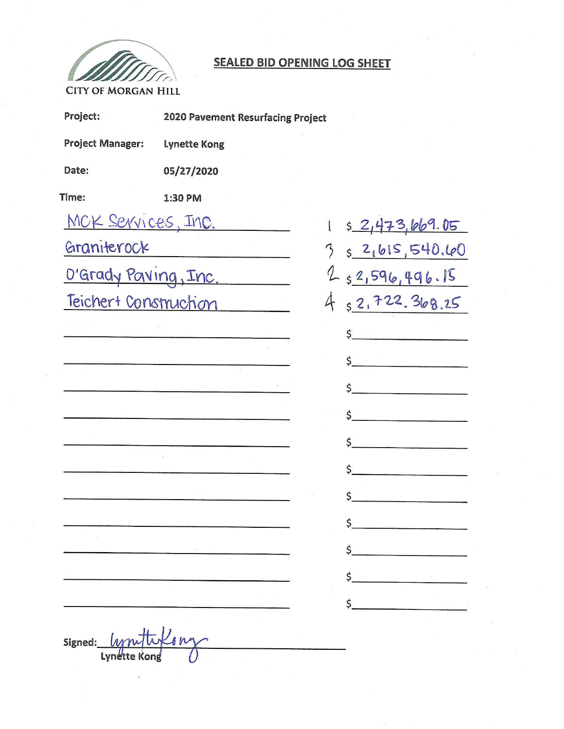CITY OF MORGAN HILL

# SEALED BID OPENING LOG SHEET

**Project:** 2020 Pavement Resurfacing Project

**Project Manager:** Lynette Kong

**Date:** 05/27/2020

**Time:** 1:30 PM

| | | |
|---|---|---|
| MCK Services, Inc. | 1 | $ 2,473,669.05 |
| Graniterock | 3 | $ 2,615,540.60 |
| O'Grady Paving, Inc. | 2 | $ 2,596,496.15 |
| Teichert Construction | 4 | $ 2,722,368.25 |
| | | $ |
| | | $ |
| | | $ |
| | | $ |
| | | $ |
| | | $ |
| | | $ |
| | | $ |
| | | $ |
| | | $ |
| | | $ |

Signed: Lynette Kong

Lynette Kong